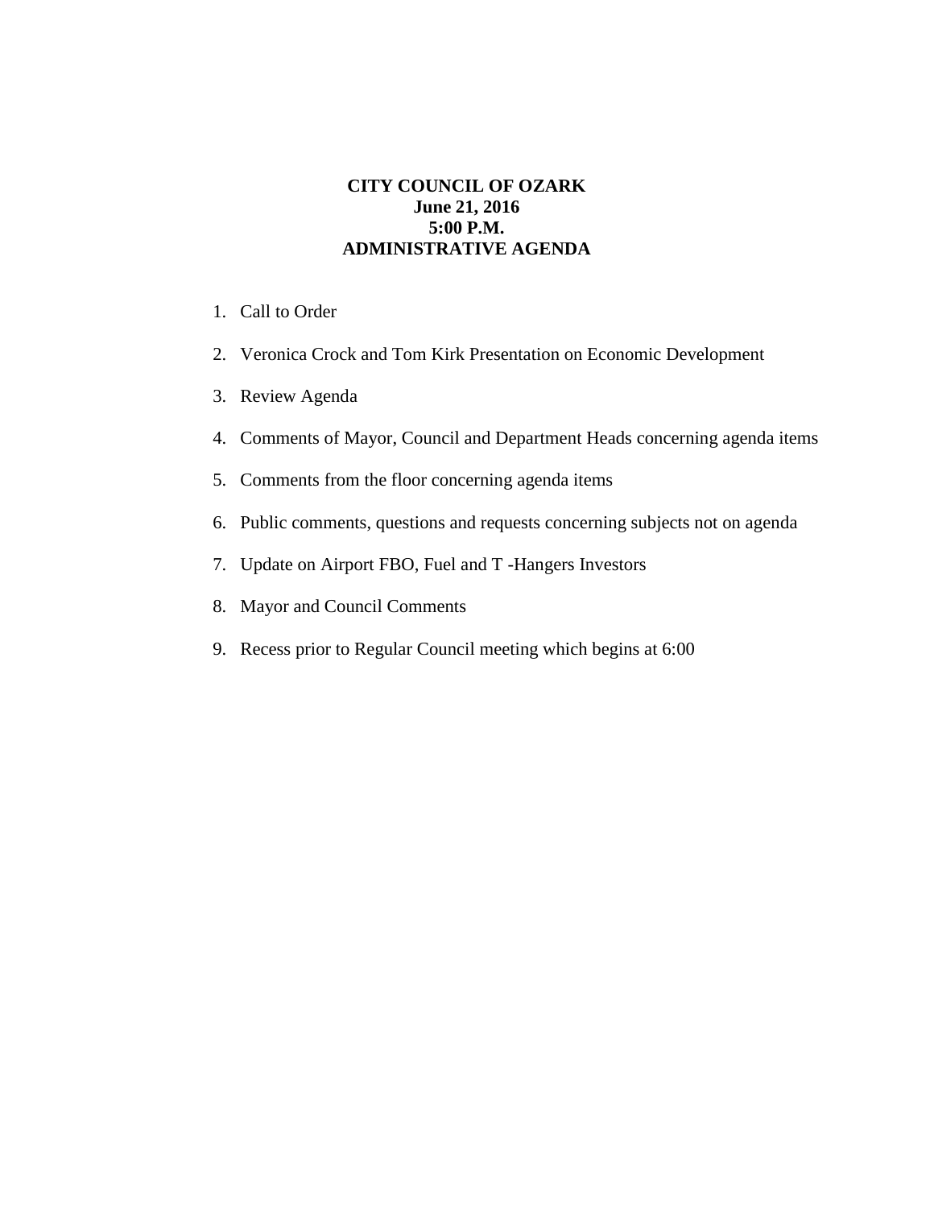**CITY COUNCIL OF OZARK**
**June 21, 2016**
**5:00 P.M.**
**ADMINISTRATIVE AGENDA**

1. Call to Order
2. Veronica Crock and Tom Kirk Presentation on Economic Development
3. Review Agenda
4. Comments of Mayor, Council and Department Heads concerning agenda items
5. Comments from the floor concerning agenda items
6. Public comments, questions and requests concerning subjects not on agenda
7. Update on Airport FBO, Fuel and T -Hangers Investors
8. Mayor and Council Comments
9. Recess prior to Regular Council meeting which begins at 6:00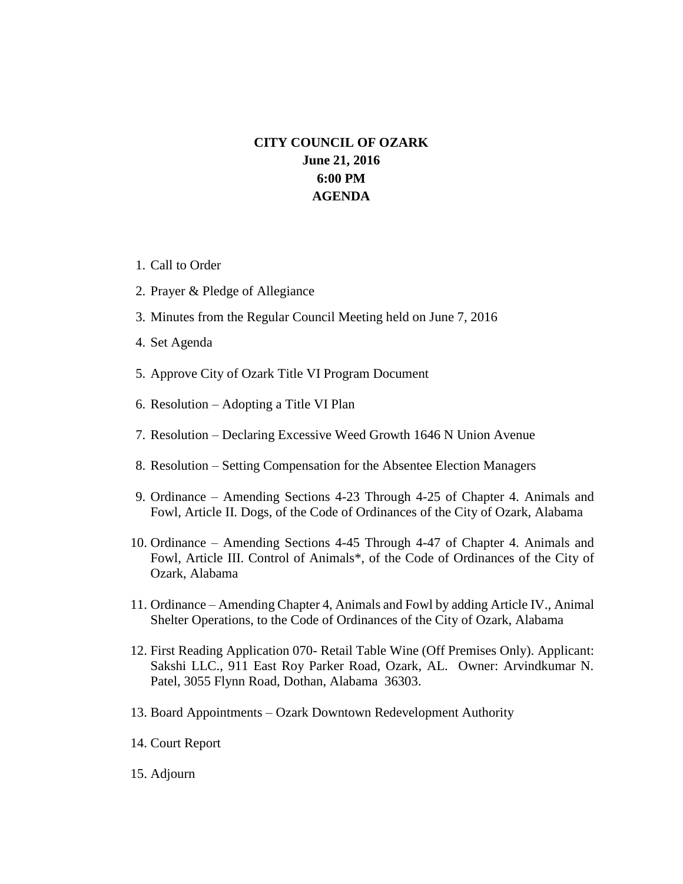# CITY COUNCIL OF OZARK
**June 21, 2016**
**6:00 PM**
**AGENDA**

1. Call to Order
2. Prayer & Pledge of Allegiance
3. Minutes from the Regular Council Meeting held on June 7, 2016
4. Set Agenda
5. Approve City of Ozark Title VI Program Document
6. Resolution – Adopting a Title VI Plan
7. Resolution – Declaring Excessive Weed Growth 1646 N Union Avenue
8. Resolution – Setting Compensation for the Absentee Election Managers
9. Ordinance – Amending Sections 4-23 Through 4-25 of Chapter 4. Animals and Fowl, Article II. Dogs, of the Code of Ordinances of the City of Ozark, Alabama
10. Ordinance – Amending Sections 4-45 Through 4-47 of Chapter 4. Animals and Fowl, Article III. Control of Animals*, of the Code of Ordinances of the City of Ozark, Alabama
11. Ordinance – Amending Chapter 4, Animals and Fowl by adding Article IV., Animal Shelter Operations, to the Code of Ordinances of the City of Ozark, Alabama
12. First Reading Application 070- Retail Table Wine (Off Premises Only). Applicant: Sakshi LLC., 911 East Roy Parker Road, Ozark, AL. Owner: Arvindkumar N. Patel, 3055 Flynn Road, Dothan, Alabama 36303.
13. Board Appointments – Ozark Downtown Redevelopment Authority
14. Court Report
15. Adjourn